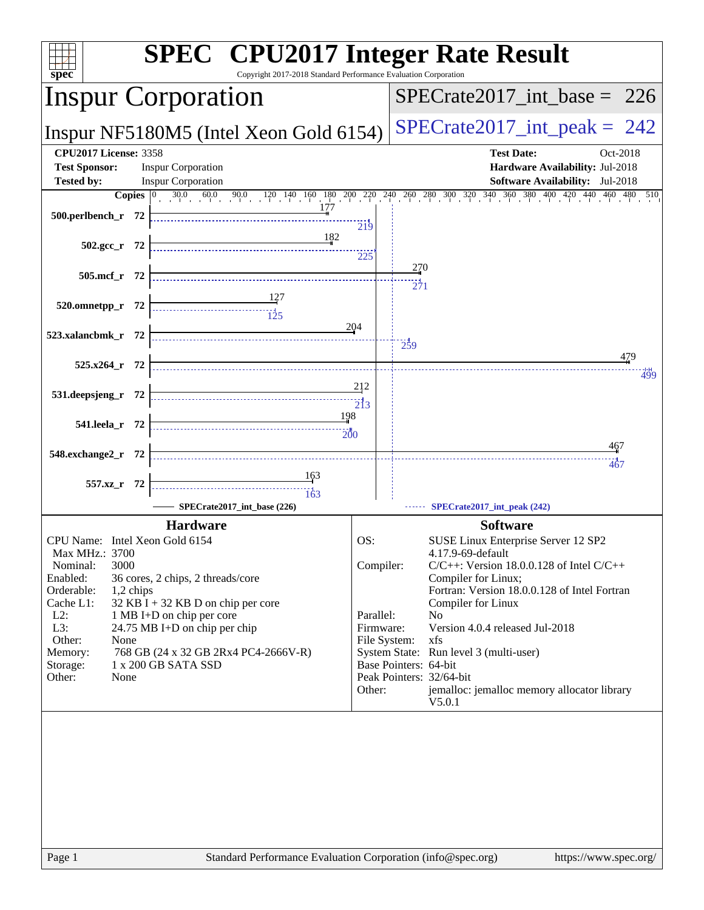# SPEC CPU2017 Integer Rate Result

Copyright 2017-2018 Standard Performance Evaluation Corporation

## Inspur Corporation

**Inspur NF5180M5 (Intel Xeon Gold 6154)**

SPECrate2017_int_base = 226

SPECrate2017_int_peak = 242

| | | | |
|---|---|---|---|
| **CPU2017 License:** | 3358 | **Test Date:** | Oct-2018 |
| **Test Sponsor:** | Inspur Corporation | **Hardware Availability:** | Jul-2018 |
| **Tested by:** | Inspur Corporation | **Software Availability:** | Jul-2018 |

| Benchmark | Copies | Base | Peak |
|---|---|---|---|
| 500.perlbench_r | 72 | 177 | 219 |
| 502.gcc_r | 72 | 182 | 225 |
| 505.mcf_r | 72 | 270 | 271 |
| 520.omnetpp_r | 72 | 127 | 125 |
| 523.xalancbmk_r | 72 | 204 | 259 |
| 525.x264_r | 72 | 479 | 499 |
| 531.deepsjeng_r | 72 | 212 | 213 |
| 541.leela_r | 72 | 198 | 200 |
| 548.exchange2_r | 72 | 467 | 467 |
| 557.xz_r | 72 | 163 | 163 |

SPECrate2017_int_base (226) — SPECrate2017_int_peak (242)

### Hardware

| | |
|---|---|
| CPU Name: | Intel Xeon Gold 6154 |
| Max MHz.: | 3700 |
| Nominal: | 3000 |
| Enabled: | 36 cores, 2 chips, 2 threads/core |
| Orderable: | 1,2 chips |
| Cache L1: | 32 KB I + 32 KB D on chip per core |
| L2: | 1 MB I+D on chip per core |
| L3: | 24.75 MB I+D on chip per chip |
| Other: | None |
| Memory: | 768 GB (24 x 32 GB 2Rx4 PC4-2666V-R) |
| Storage: | 1 x 200 GB SATA SSD |
| Other: | None |

### Software

| | |
|---|---|
| OS: | SUSE Linux Enterprise Server 12 SP2 4.17.9-69-default |
| Compiler: | C/C++: Version 18.0.0.128 of Intel C/C++ Compiler for Linux; Fortran: Version 18.0.0.128 of Intel Fortran Compiler for Linux |
| Parallel: | No |
| Firmware: | Version 4.0.4 released Jul-2018 |
| File System: | xfs |
| System State: | Run level 3 (multi-user) |
| Base Pointers: | 64-bit |
| Peak Pointers: | 32/64-bit |
| Other: | jemalloc: jemalloc memory allocator library V5.0.1 |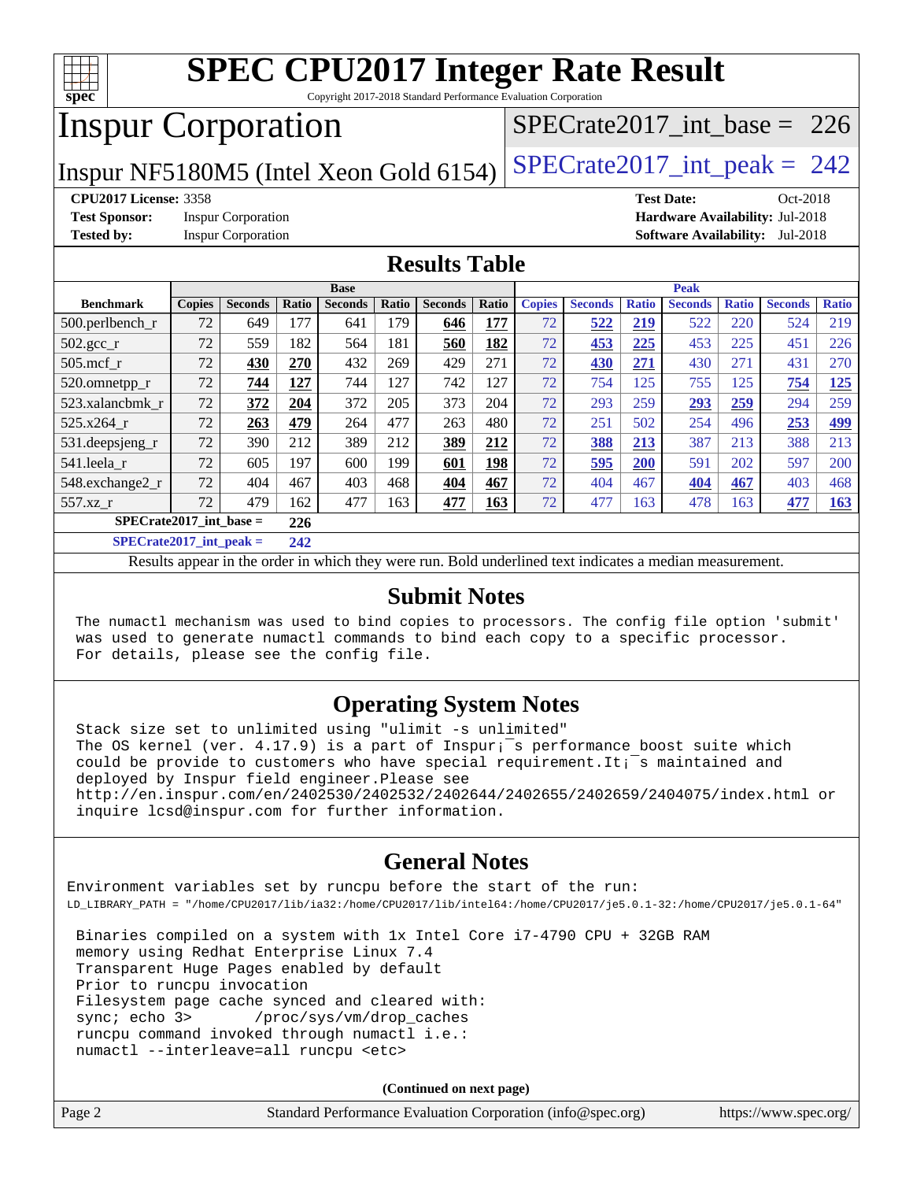# SPEC CPU2017 Integer Rate Result

Copyright 2017-2018 Standard Performance Evaluation Corporation

## Inspur Corporation

Inspur NF5180M5 (Intel Xeon Gold 6154)

SPECrate2017_int_base = 226

SPECrate2017_int_peak = 242

**CPU2017 License:** 3358
**Test Sponsor:** Inspur Corporation
**Tested by:** Inspur Corporation

**Test Date:** Oct-2018
**Hardware Availability:** Jul-2018
**Software Availability:** Jul-2018

## Results Table

| Benchmark | Base | | | | | | | Peak | | | | | | |
|---|---|---|---|---|---|---|---|---|---|---|---|---|---|---|
| | Copies | Seconds | Ratio | Seconds | Ratio | Seconds | Ratio | Copies | Seconds | Ratio | Seconds | Ratio | Seconds | Ratio |
| 500.perlbench_r | 72 | 649 | 177 | 641 | 179 | **646** | **177** | 72 | **522** | **219** | 522 | 220 | 524 | 219 |
| 502.gcc_r | 72 | 559 | 182 | 564 | 181 | **560** | **182** | 72 | **453** | **225** | 453 | 225 | 451 | 226 |
| 505.mcf_r | 72 | **430** | **270** | 432 | 269 | 429 | 271 | 72 | **430** | **271** | 430 | 271 | 431 | 270 |
| 520.omnetpp_r | 72 | **744** | **127** | 744 | 127 | 742 | 127 | 72 | 754 | 125 | 755 | 125 | **754** | **125** |
| 523.xalancbmk_r | 72 | **372** | **204** | 372 | 205 | 373 | 204 | 72 | 293 | 259 | **293** | **259** | 294 | 259 |
| 525.x264_r | 72 | **263** | **479** | 264 | 477 | 263 | 480 | 72 | 251 | 502 | 254 | 496 | **253** | **499** |
| 531.deepsjeng_r | 72 | 390 | 212 | 389 | 212 | **389** | **212** | 72 | **388** | **213** | 387 | 213 | 388 | 213 |
| 541.leela_r | 72 | 605 | 197 | 600 | 199 | **601** | **198** | 72 | **595** | **200** | 591 | 202 | 597 | 200 |
| 548.exchange2_r | 72 | 404 | 467 | 403 | 468 | **404** | **467** | 72 | 404 | 467 | **404** | **467** | 403 | 468 |
| 557.xz_r | 72 | 479 | 162 | 477 | 163 | **477** | **163** | 72 | 477 | 163 | 478 | 163 | **477** | **163** |

**SPECrate2017_int_base = 226**

**SPECrate2017_int_peak = 242**

Results appear in the order in which they were run. Bold underlined text indicates a median measurement.

## Submit Notes

```
The numactl mechanism was used to bind copies to processors. The config file option 'submit'
was used to generate numactl commands to bind each copy to a specific processor.
For details, please see the config file.
```

## Operating System Notes

```
Stack size set to unlimited using "ulimit -s unlimited"
The OS kernel (ver. 4.17.9) is a part of Inspur¡¯s performance_boost suite which
could be provide to customers who have special requirement.It¡¯s maintained and
deployed by Inspur field engineer.Please see
http://en.inspur.com/en/2402530/2402532/2402644/2402655/2402659/2404075/index.html or
inquire lcsd@inspur.com for further information.
```

## General Notes

```
Environment variables set by runcpu before the start of the run:
LD_LIBRARY_PATH = "/home/CPU2017/lib/ia32:/home/CPU2017/lib/intel64:/home/CPU2017/je5.0.1-32:/home/CPU2017/je5.0.1-64"

 Binaries compiled on a system with 1x Intel Core i7-4790 CPU + 32GB RAM
 memory using Redhat Enterprise Linux 7.4
 Transparent Huge Pages enabled by default
 Prior to runcpu invocation
 Filesystem page cache synced and cleared with:
 sync; echo 3>       /proc/sys/vm/drop_caches
 runcpu command invoked through numactl i.e.:
 numactl --interleave=all runcpu <etc>
```

(Continued on next page)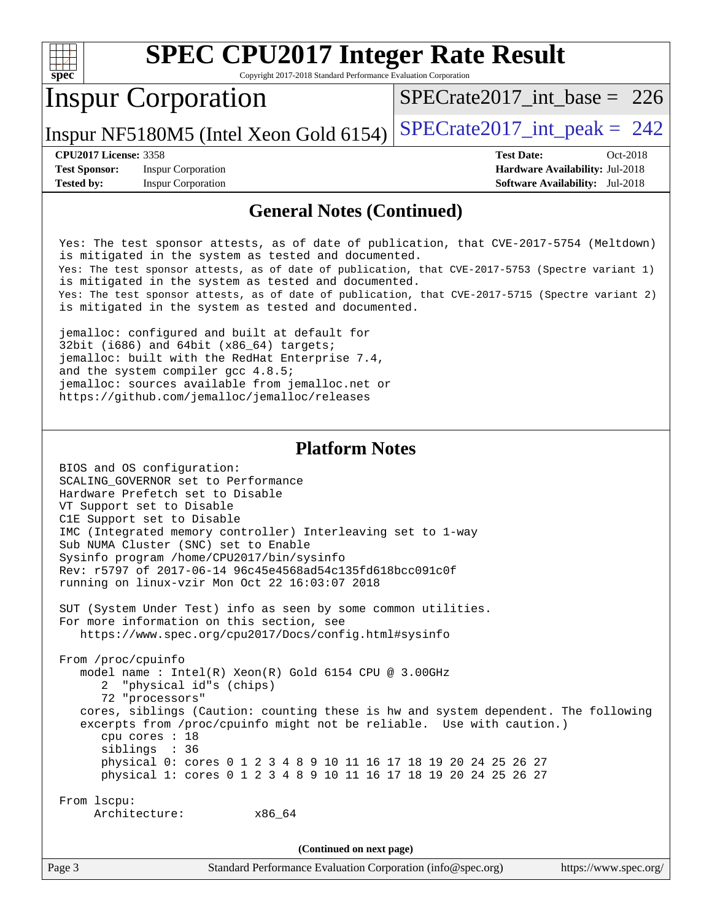## General Notes (Continued)

```
Yes: The test sponsor attests, as of date of publication, that CVE-2017-5754 (Meltdown)
is mitigated in the system as tested and documented.
Yes: The test sponsor attests, as of date of publication, that CVE-2017-5753 (Spectre variant 1)
is mitigated in the system as tested and documented.
Yes: The test sponsor attests, as of date of publication, that CVE-2017-5715 (Spectre variant 2)
is mitigated in the system as tested and documented.

jemalloc: configured and built at default for
32bit (i686) and 64bit (x86_64) targets;
jemalloc: built with the RedHat Enterprise 7.4,
and the system compiler gcc 4.8.5;
jemalloc: sources available from jemalloc.net or
https://github.com/jemalloc/jemalloc/releases
```

## Platform Notes

```
BIOS and OS configuration:
SCALING_GOVERNOR set to Performance
Hardware Prefetch set to Disable
VT Support set to Disable
C1E Support set to Disable
IMC (Integrated memory controller) Interleaving set to 1-way
Sub NUMA Cluster (SNC) set to Enable
Sysinfo program /home/CPU2017/bin/sysinfo
Rev: r5797 of 2017-06-14 96c45e4568ad54c135fd618bcc091c0f
running on linux-vzir Mon Oct 22 16:03:07 2018

SUT (System Under Test) info as seen by some common utilities.
For more information on this section, see
   https://www.spec.org/cpu2017/Docs/config.html#sysinfo

From /proc/cpuinfo
   model name : Intel(R) Xeon(R) Gold 6154 CPU @ 3.00GHz
      2  "physical id"s (chips)
      72 "processors"
   cores, siblings (Caution: counting these is hw and system dependent. The following
   excerpts from /proc/cpuinfo might not be reliable.  Use with caution.)
      cpu cores : 18
      siblings  : 36
      physical 0: cores 0 1 2 3 4 8 9 10 11 16 17 18 19 20 24 25 26 27
      physical 1: cores 0 1 2 3 4 8 9 10 11 16 17 18 19 20 24 25 26 27

From lscpu:
     Architecture:          x86_64
```

(Continued on next page)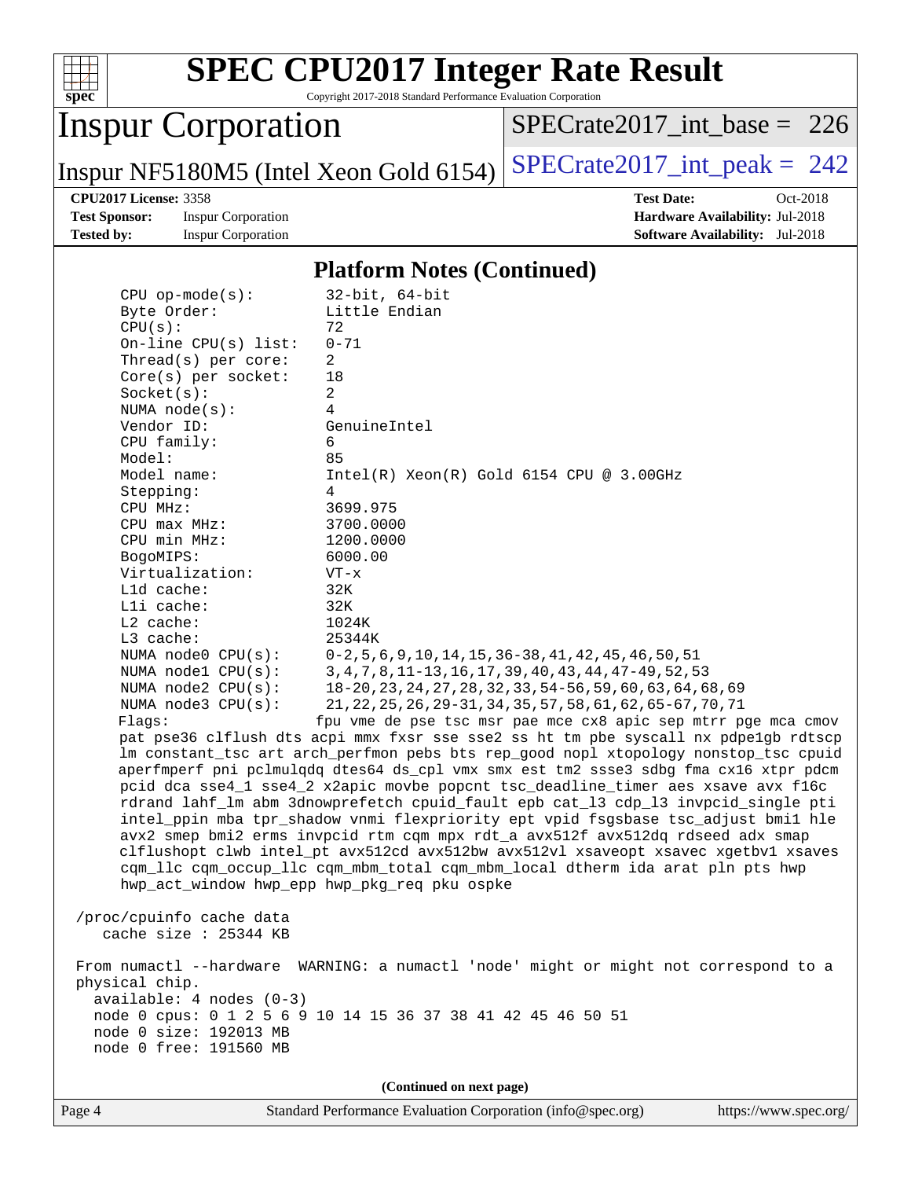# SPEC CPU2017 Integer Rate Result

Copyright 2017-2018 Standard Performance Evaluation Corporation

## Inspur Corporation

Inspur NF5180M5 (Intel Xeon Gold 6154)

SPECrate2017_int_base = 226

SPECrate2017_int_peak = 242

**CPU2017 License:** 3358
**Test Sponsor:** Inspur Corporation
**Tested by:** Inspur Corporation

**Test Date:** Oct-2018
**Hardware Availability:** Jul-2018
**Software Availability:** Jul-2018

### Platform Notes (Continued)

```
    CPU op-mode(s):        32-bit, 64-bit
    Byte Order:            Little Endian
    CPU(s):                72
    On-line CPU(s) list:   0-71
    Thread(s) per core:    2
    Core(s) per socket:    18
    Socket(s):             2
    NUMA node(s):          4
    Vendor ID:             GenuineIntel
    CPU family:            6
    Model:                 85
    Model name:            Intel(R) Xeon(R) Gold 6154 CPU @ 3.00GHz
    Stepping:              4
    CPU MHz:               3699.975
    CPU max MHz:           3700.0000
    CPU min MHz:           1200.0000
    BogoMIPS:              6000.00
    Virtualization:        VT-x
    L1d cache:             32K
    L1i cache:             32K
    L2 cache:              1024K
    L3 cache:              25344K
    NUMA node0 CPU(s):     0-2,5,6,9,10,14,15,36-38,41,42,45,46,50,51
    NUMA node1 CPU(s):     3,4,7,8,11-13,16,17,39,40,43,44,47-49,52,53
    NUMA node2 CPU(s):     18-20,23,24,27,28,32,33,54-56,59,60,63,64,68,69
    NUMA node3 CPU(s):     21,22,25,26,29-31,34,35,57,58,61,62,65-67,70,71
    Flags:                 fpu vme de pse tsc msr pae mce cx8 apic sep mtrr pge mca cmov
    pat pse36 clflush dts acpi mmx fxsr sse sse2 ss ht tm pbe syscall nx pdpe1gb rdtscp
    lm constant_tsc art arch_perfmon pebs bts rep_good nopl xtopology nonstop_tsc cpuid
    aperfmperf pni pclmulqdq dtes64 ds_cpl vmx smx est tm2 ssse3 sdbg fma cx16 xtpr pdcm
    pcid dca sse4_1 sse4_2 x2apic movbe popcnt tsc_deadline_timer aes xsave avx f16c
    rdrand lahf_lm abm 3dnowprefetch cpuid_fault epb cat_l3 cdp_l3 invpcid_single pti
    intel_ppin mba tpr_shadow vnmi flexpriority ept vpid fsgsbase tsc_adjust bmi1 hle
    avx2 smep bmi2 erms invpcid rtm cqm mpx rdt_a avx512f avx512dq rdseed adx smap
    clflushopt clwb intel_pt avx512cd avx512bw avx512vl xsaveopt xsavec xgetbv1 xsaves
    cqm_llc cqm_occup_llc cqm_mbm_total cqm_mbm_local dtherm ida arat pln pts hwp
    hwp_act_window hwp_epp hwp_pkg_req pku ospke

 /proc/cpuinfo cache data
    cache size : 25344 KB

 From numactl --hardware  WARNING: a numactl 'node' might or might not correspond to a
 physical chip.
   available: 4 nodes (0-3)
   node 0 cpus: 0 1 2 5 6 9 10 14 15 36 37 38 41 42 45 46 50 51
   node 0 size: 192013 MB
   node 0 free: 191560 MB
```

(Continued on next page)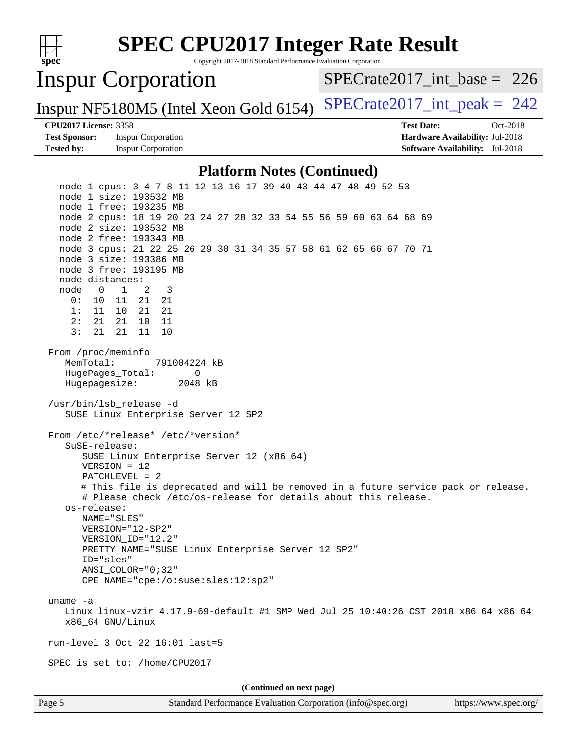## Platform Notes (Continued)

```
   node 1 cpus: 3 4 7 8 11 12 13 16 17 39 40 43 44 47 48 49 52 53
   node 1 size: 193532 MB
   node 1 free: 193235 MB
   node 2 cpus: 18 19 20 23 24 27 28 32 33 54 55 56 59 60 63 64 68 69
   node 2 size: 193532 MB
   node 2 free: 193343 MB
   node 3 cpus: 21 22 25 26 29 30 31 34 35 57 58 61 62 65 66 67 70 71
   node 3 size: 193386 MB
   node 3 free: 193195 MB
   node distances:
   node   0   1   2   3
     0:  10  11  21  21
     1:  11  10  21  21
     2:  21  21  10  11
     3:  21  21  11  10

 From /proc/meminfo
    MemTotal:       791004224 kB
    HugePages_Total:       0
    Hugepagesize:       2048 kB

 /usr/bin/lsb_release -d
    SUSE Linux Enterprise Server 12 SP2

 From /etc/*release* /etc/*version*
    SuSE-release:
       SUSE Linux Enterprise Server 12 (x86_64)
       VERSION = 12
       PATCHLEVEL = 2
       # This file is deprecated and will be removed in a future service pack or release.
       # Please check /etc/os-release for details about this release.
    os-release:
       NAME="SLES"
       VERSION="12-SP2"
       VERSION_ID="12.2"
       PRETTY_NAME="SUSE Linux Enterprise Server 12 SP2"
       ID="sles"
       ANSI_COLOR="0;32"
       CPE_NAME="cpe:/o:suse:sles:12:sp2"

 uname -a:
    Linux linux-vzir 4.17.9-69-default #1 SMP Wed Jul 25 10:40:26 CST 2018 x86_64 x86_64
    x86_64 GNU/Linux

 run-level 3 Oct 22 16:01 last=5

 SPEC is set to: /home/CPU2017
```

(Continued on next page)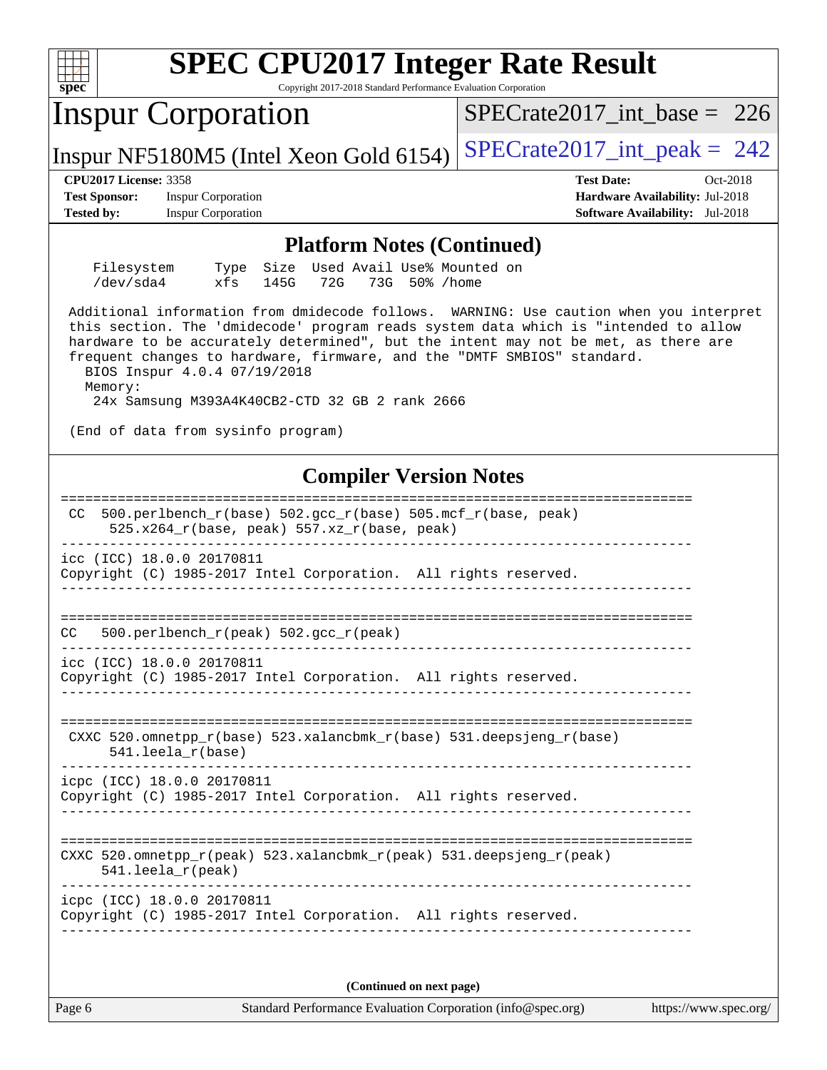# SPEC CPU2017 Integer Rate Result

Copyright 2017-2018 Standard Performance Evaluation Corporation

## Inspur Corporation

Inspur NF5180M5 (Intel Xeon Gold 6154)

SPECrate2017_int_base = 226

SPECrate2017_int_peak = 242

**CPU2017 License:** 3358
**Test Sponsor:** Inspur Corporation
**Tested by:** Inspur Corporation

**Test Date:** Oct-2018
**Hardware Availability:** Jul-2018
**Software Availability:** Jul-2018

## Platform Notes (Continued)

```
    Filesystem     Type  Size  Used Avail Use% Mounted on
    /dev/sda4      xfs   145G   72G   73G  50% /home

 Additional information from dmidecode follows.  WARNING: Use caution when you interpret
 this section. The 'dmidecode' program reads system data which is "intended to allow
 hardware to be accurately determined", but the intent may not be met, as there are
 frequent changes to hardware, firmware, and the "DMTF SMBIOS" standard.
   BIOS Inspur 4.0.4 07/19/2018
   Memory:
     24x Samsung M393A4K40CB2-CTD 32 GB 2 rank 2666

 (End of data from sysinfo program)
```

## Compiler Version Notes

```
==============================================================================
 CC  500.perlbench_r(base) 502.gcc_r(base) 505.mcf_r(base, peak)
      525.x264_r(base, peak) 557.xz_r(base, peak)
------------------------------------------------------------------------------
icc (ICC) 18.0.0 20170811
Copyright (C) 1985-2017 Intel Corporation.  All rights reserved.
------------------------------------------------------------------------------

==============================================================================
CC   500.perlbench_r(peak) 502.gcc_r(peak)
------------------------------------------------------------------------------
icc (ICC) 18.0.0 20170811
Copyright (C) 1985-2017 Intel Corporation.  All rights reserved.
------------------------------------------------------------------------------

==============================================================================
 CXXC 520.omnetpp_r(base) 523.xalancbmk_r(base) 531.deepsjeng_r(base)
      541.leela_r(base)
------------------------------------------------------------------------------
icpc (ICC) 18.0.0 20170811
Copyright (C) 1985-2017 Intel Corporation.  All rights reserved.
------------------------------------------------------------------------------

==============================================================================
CXXC 520.omnetpp_r(peak) 523.xalancbmk_r(peak) 531.deepsjeng_r(peak)
     541.leela_r(peak)
------------------------------------------------------------------------------
icpc (ICC) 18.0.0 20170811
Copyright (C) 1985-2017 Intel Corporation.  All rights reserved.
------------------------------------------------------------------------------
```

**(Continued on next page)**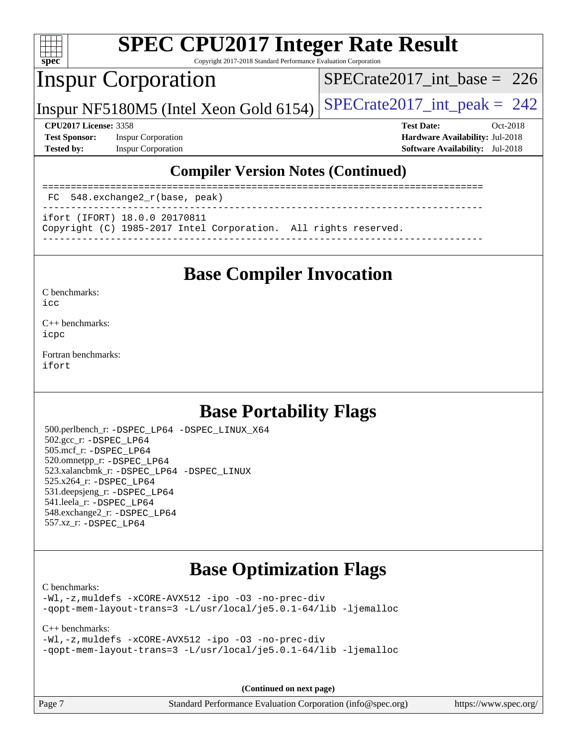## Compiler Version Notes (Continued)

```
==============================================================================
 FC  548.exchange2_r(base, peak)
------------------------------------------------------------------------------
ifort (IFORT) 18.0.0 20170811
Copyright (C) 1985-2017 Intel Corporation.  All rights reserved.
------------------------------------------------------------------------------
```

## Base Compiler Invocation

C benchmarks:
icc

C++ benchmarks:
icpc

Fortran benchmarks:
ifort

## Base Portability Flags

500.perlbench_r: -DSPEC_LP64 -DSPEC_LINUX_X64
502.gcc_r: -DSPEC_LP64
505.mcf_r: -DSPEC_LP64
520.omnetpp_r: -DSPEC_LP64
523.xalancbmk_r: -DSPEC_LP64 -DSPEC_LINUX
525.x264_r: -DSPEC_LP64
531.deepsjeng_r: -DSPEC_LP64
541.leela_r: -DSPEC_LP64
548.exchange2_r: -DSPEC_LP64
557.xz_r: -DSPEC_LP64

## Base Optimization Flags

C benchmarks:
-Wl,-z,muldefs -xCORE-AVX512 -ipo -O3 -no-prec-div
-qopt-mem-layout-trans=3 -L/usr/local/je5.0.1-64/lib -ljemalloc

C++ benchmarks:
-Wl,-z,muldefs -xCORE-AVX512 -ipo -O3 -no-prec-div
-qopt-mem-layout-trans=3 -L/usr/local/je5.0.1-64/lib -ljemalloc

**(Continued on next page)**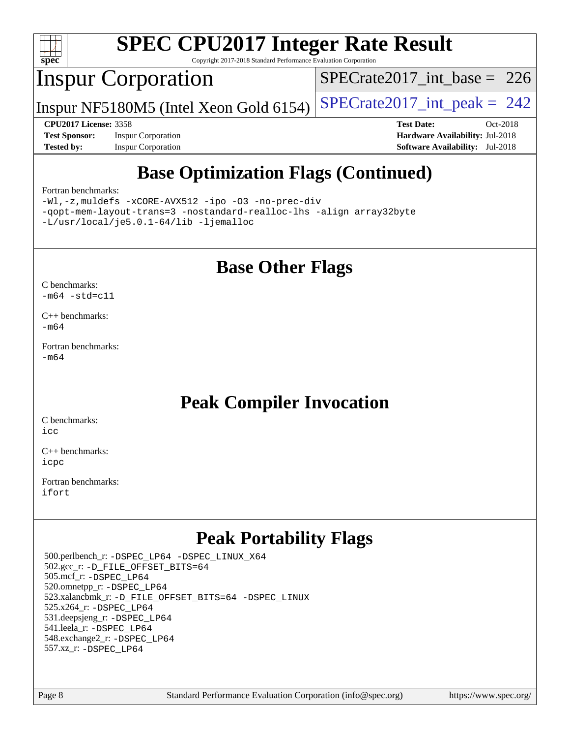# Base Optimization Flags (Continued)

Fortran benchmarks:

```
-Wl,-z,muldefs -xCORE-AVX512 -ipo -O3 -no-prec-div
-qopt-mem-layout-trans=3 -nostandard-realloc-lhs -align array32byte
-L/usr/local/je5.0.1-64/lib -ljemalloc
```

# Base Other Flags

C benchmarks:
`-m64 -std=c11`

C++ benchmarks:
`-m64`

Fortran benchmarks:
`-m64`

# Peak Compiler Invocation

C benchmarks:
`icc`

C++ benchmarks:
`icpc`

Fortran benchmarks:
`ifort`

# Peak Portability Flags

500.perlbench_r: `-DSPEC_LP64 -DSPEC_LINUX_X64`
502.gcc_r: `-D_FILE_OFFSET_BITS=64`
505.mcf_r: `-DSPEC_LP64`
520.omnetpp_r: `-DSPEC_LP64`
523.xalancbmk_r: `-D_FILE_OFFSET_BITS=64 -DSPEC_LINUX`
525.x264_r: `-DSPEC_LP64`
531.deepsjeng_r: `-DSPEC_LP64`
541.leela_r: `-DSPEC_LP64`
548.exchange2_r: `-DSPEC_LP64`
557.xz_r: `-DSPEC_LP64`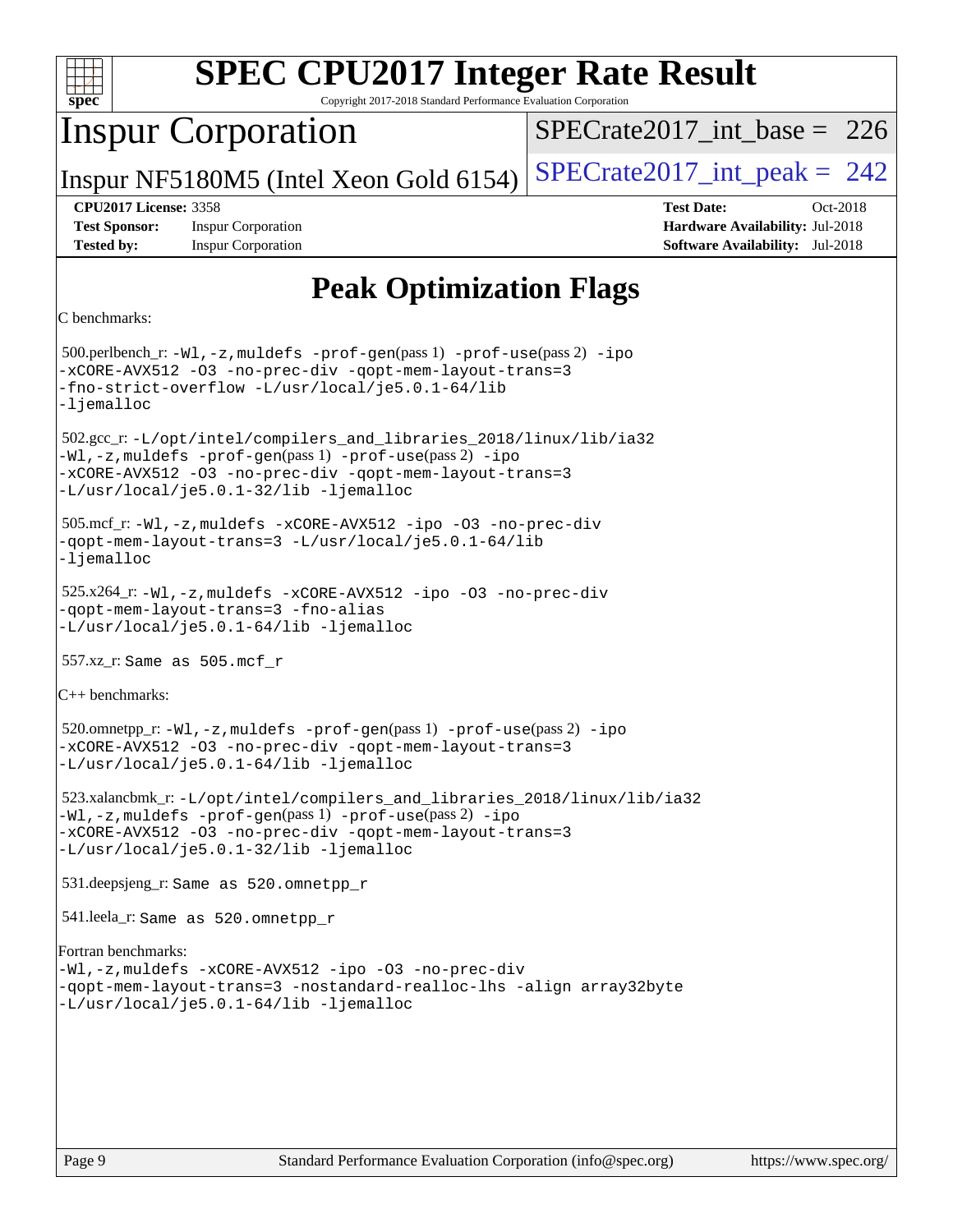# Peak Optimization Flags

C benchmarks:

500.perlbench_r: `-Wl,-z,muldefs -prof-gen(pass 1) -prof-use(pass 2) -ipo -xCORE-AVX512 -O3 -no-prec-div -qopt-mem-layout-trans=3 -fno-strict-overflow -L/usr/local/je5.0.1-64/lib -ljemalloc`

502.gcc_r: `-L/opt/intel/compilers_and_libraries_2018/linux/lib/ia32 -Wl,-z,muldefs -prof-gen(pass 1) -prof-use(pass 2) -ipo -xCORE-AVX512 -O3 -no-prec-div -qopt-mem-layout-trans=3 -L/usr/local/je5.0.1-32/lib -ljemalloc`

505.mcf_r: `-Wl,-z,muldefs -xCORE-AVX512 -ipo -O3 -no-prec-div -qopt-mem-layout-trans=3 -L/usr/local/je5.0.1-64/lib -ljemalloc`

525.x264_r: `-Wl,-z,muldefs -xCORE-AVX512 -ipo -O3 -no-prec-div -qopt-mem-layout-trans=3 -fno-alias -L/usr/local/je5.0.1-64/lib -ljemalloc`

557.xz_r: Same as 505.mcf_r

C++ benchmarks:

520.omnetpp_r: `-Wl,-z,muldefs -prof-gen(pass 1) -prof-use(pass 2) -ipo -xCORE-AVX512 -O3 -no-prec-div -qopt-mem-layout-trans=3 -L/usr/local/je5.0.1-64/lib -ljemalloc`

523.xalancbmk_r: `-L/opt/intel/compilers_and_libraries_2018/linux/lib/ia32 -Wl,-z,muldefs -prof-gen(pass 1) -prof-use(pass 2) -ipo -xCORE-AVX512 -O3 -no-prec-div -qopt-mem-layout-trans=3 -L/usr/local/je5.0.1-32/lib -ljemalloc`

531.deepsjeng_r: Same as 520.omnetpp_r

541.leela_r: Same as 520.omnetpp_r

Fortran benchmarks:

`-Wl,-z,muldefs -xCORE-AVX512 -ipo -O3 -no-prec-div -qopt-mem-layout-trans=3 -nostandard-realloc-lhs -align array32byte -L/usr/local/je5.0.1-64/lib -ljemalloc`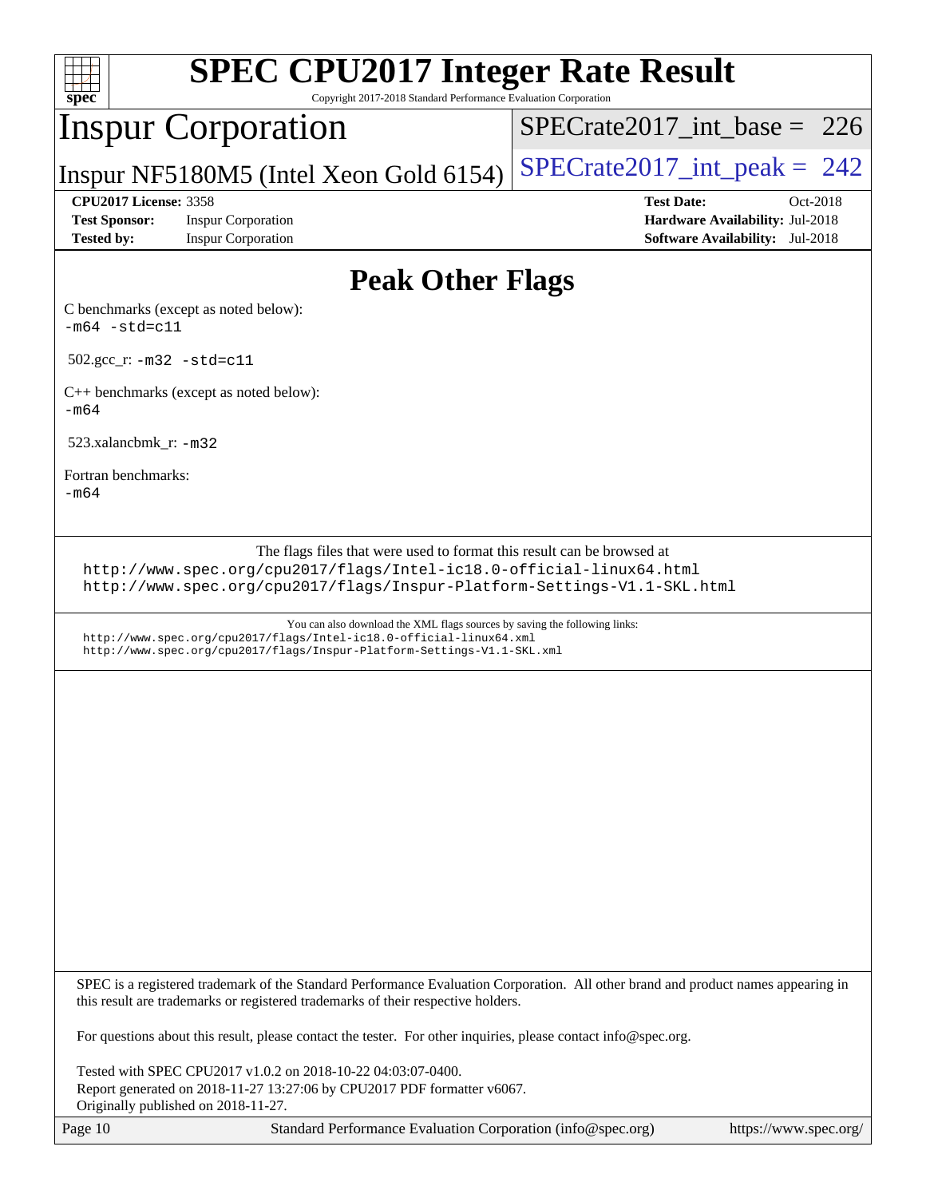# SPEC CPU2017 Integer Rate Result

Copyright 2017-2018 Standard Performance Evaluation Corporation

## Inspur Corporation

Inspur NF5180M5 (Intel Xeon Gold 6154)

SPECrate2017_int_base = 226

SPECrate2017_int_peak = 242

**CPU2017 License:** 3358
**Test Sponsor:** Inspur Corporation
**Tested by:** Inspur Corporation

**Test Date:** Oct-2018
**Hardware Availability:** Jul-2018
**Software Availability:** Jul-2018

## Peak Other Flags

C benchmarks (except as noted below):
-m64 -std=c11

502.gcc_r: -m32 -std=c11

C++ benchmarks (except as noted below):
-m64

523.xalancbmk_r: -m32

Fortran benchmarks:
-m64

The flags files that were used to format this result can be browsed at
http://www.spec.org/cpu2017/flags/Intel-ic18.0-official-linux64.html
http://www.spec.org/cpu2017/flags/Inspur-Platform-Settings-V1.1-SKL.html

You can also download the XML flags sources by saving the following links:
http://www.spec.org/cpu2017/flags/Intel-ic18.0-official-linux64.xml
http://www.spec.org/cpu2017/flags/Inspur-Platform-Settings-V1.1-SKL.xml

SPEC is a registered trademark of the Standard Performance Evaluation Corporation. All other brand and product names appearing in this result are trademarks or registered trademarks of their respective holders.

For questions about this result, please contact the tester. For other inquiries, please contact info@spec.org.

Tested with SPEC CPU2017 v1.0.2 on 2018-10-22 04:03:07-0400.
Report generated on 2018-11-27 13:27:06 by CPU2017 PDF formatter v6067.
Originally published on 2018-11-27.